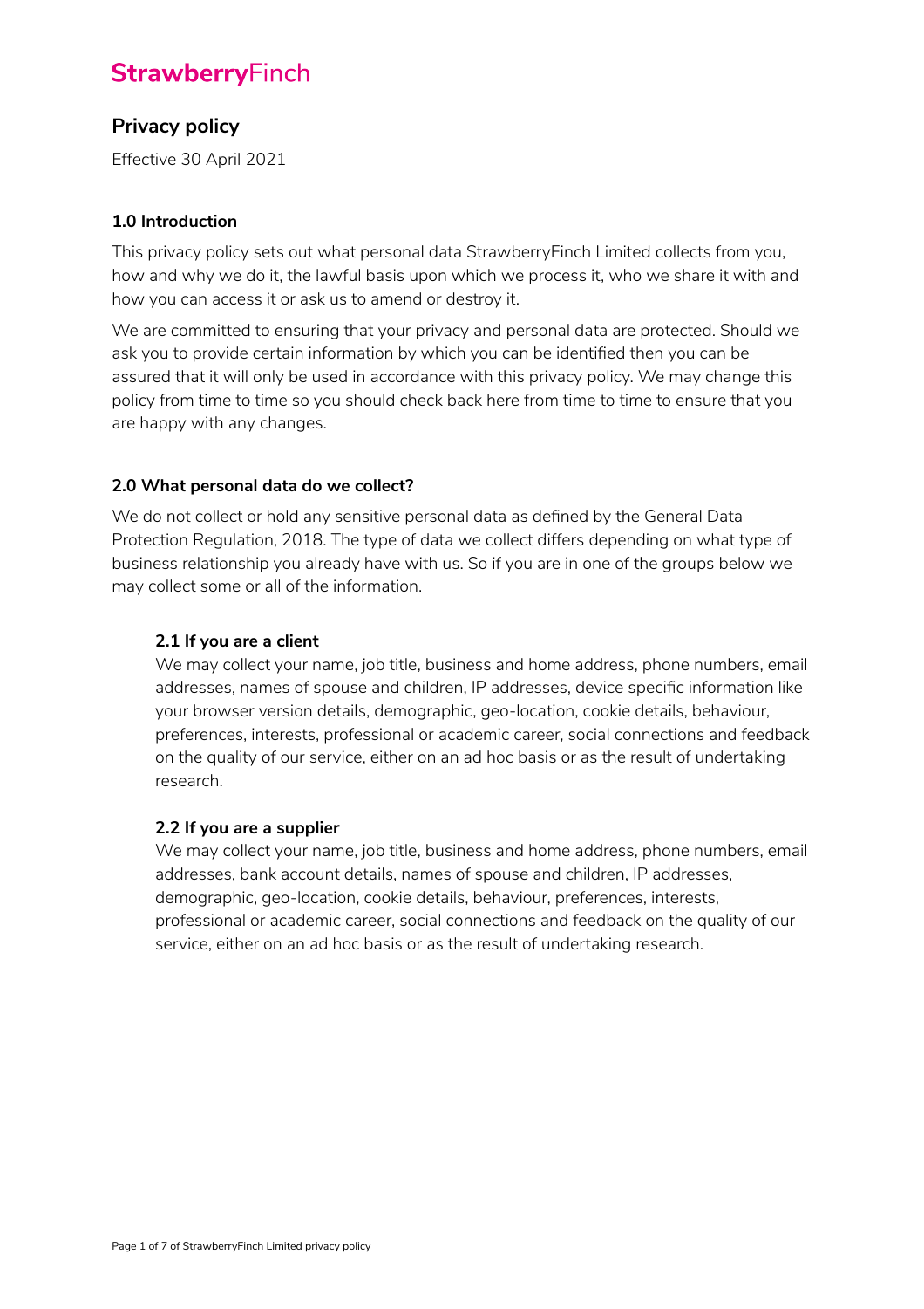# StrawberryFinch

## Privacy policy

Effective 30 April 2021

### 1.0 Introduction

This privacy policy sets out what personal data StrawberryFinch Limited collects from you, how and why we do it, the lawful basis upon which we process it, who we share it with and how you can access it or ask us to amend or destroy it.

We are committed to ensuring that your privacy and personal data are protected. Should we ask you to provide certain information by which you can be identified then you can be assured that it will only be used in accordance with this privacy policy. We may change this policy from time to time so you should check back here from time to time to ensure that you are happy with any changes.

### 2.0 What personal data do we collect?

We do not collect or hold any sensitive personal data as defined by the General Data Protection Regulation, 2018. The type of data we collect differs depending on what type of business relationship you already have with us. So if you are in one of the groups below we may collect some or all of the information.

#### 2.1 If you are a client

We may collect your name, job title, business and home address, phone numbers, email addresses, names of spouse and children, IP addresses, device specific information like your browser version details, demographic, geo-location, cookie details, behaviour, preferences, interests, professional or academic career, social connections and feedback on the quality of our service, either on an ad hoc basis or as the result of undertaking research.

#### 2.2 If you are a supplier

We may collect your name, job title, business and home address, phone numbers, email addresses, bank account details, names of spouse and children, IP addresses, demographic, geo-location, cookie details, behaviour, preferences, interests, professional or academic career, social connections and feedback on the quality of our service, either on an ad hoc basis or as the result of undertaking research.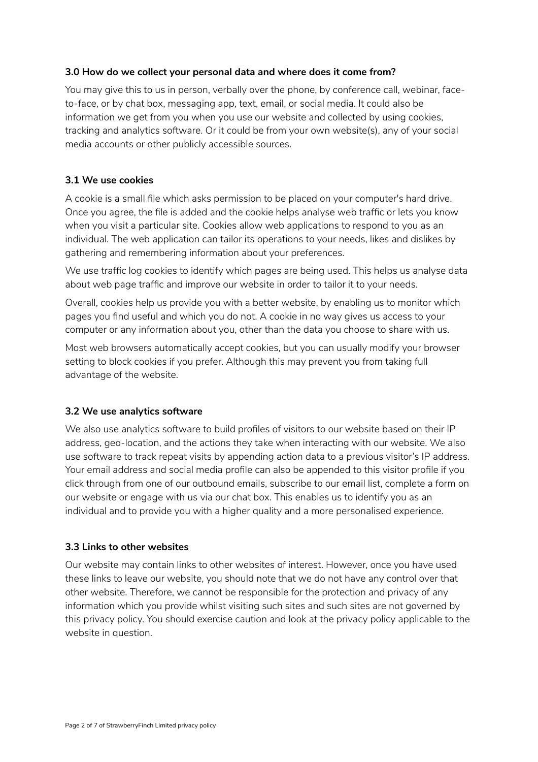### 3.0 How do we collect your personal data and where does it come from?

You may give this to us in person, verbally over the phone, by conference call, webinar, face-to-face, or by chat box, messaging app, text, email, or social media. It could also be information we get from you when you use our website and collected by using cookies, tracking and analytics software. Or it could be from your own website(s), any of your social media accounts or other publicly accessible sources.

### 3.1 We use cookies

A cookie is a small file which asks permission to be placed on your computer's hard drive. Once you agree, the file is added and the cookie helps analyse web traffic or lets you know when you visit a particular site. Cookies allow web applications to respond to you as an individual. The web application can tailor its operations to your needs, likes and dislikes by gathering and remembering information about your preferences.

We use traffic log cookies to identify which pages are being used. This helps us analyse data about web page traffic and improve our website in order to tailor it to your needs.

Overall, cookies help us provide you with a better website, by enabling us to monitor which pages you find useful and which you do not. A cookie in no way gives us access to your computer or any information about you, other than the data you choose to share with us.

Most web browsers automatically accept cookies, but you can usually modify your browser setting to block cookies if you prefer. Although this may prevent you from taking full advantage of the website.

### 3.2 We use analytics software

We also use analytics software to build profiles of visitors to our website based on their IP address, geo-location, and the actions they take when interacting with our website. We also use software to track repeat visits by appending action data to a previous visitor's IP address. Your email address and social media profile can also be appended to this visitor profile if you click through from one of our outbound emails, subscribe to our email list, complete a form on our website or engage with us via our chat box. This enables us to identify you as an individual and to provide you with a higher quality and a more personalised experience.

### 3.3 Links to other websites

Our website may contain links to other websites of interest. However, once you have used these links to leave our website, you should note that we do not have any control over that other website. Therefore, we cannot be responsible for the protection and privacy of any information which you provide whilst visiting such sites and such sites are not governed by this privacy policy. You should exercise caution and look at the privacy policy applicable to the website in question.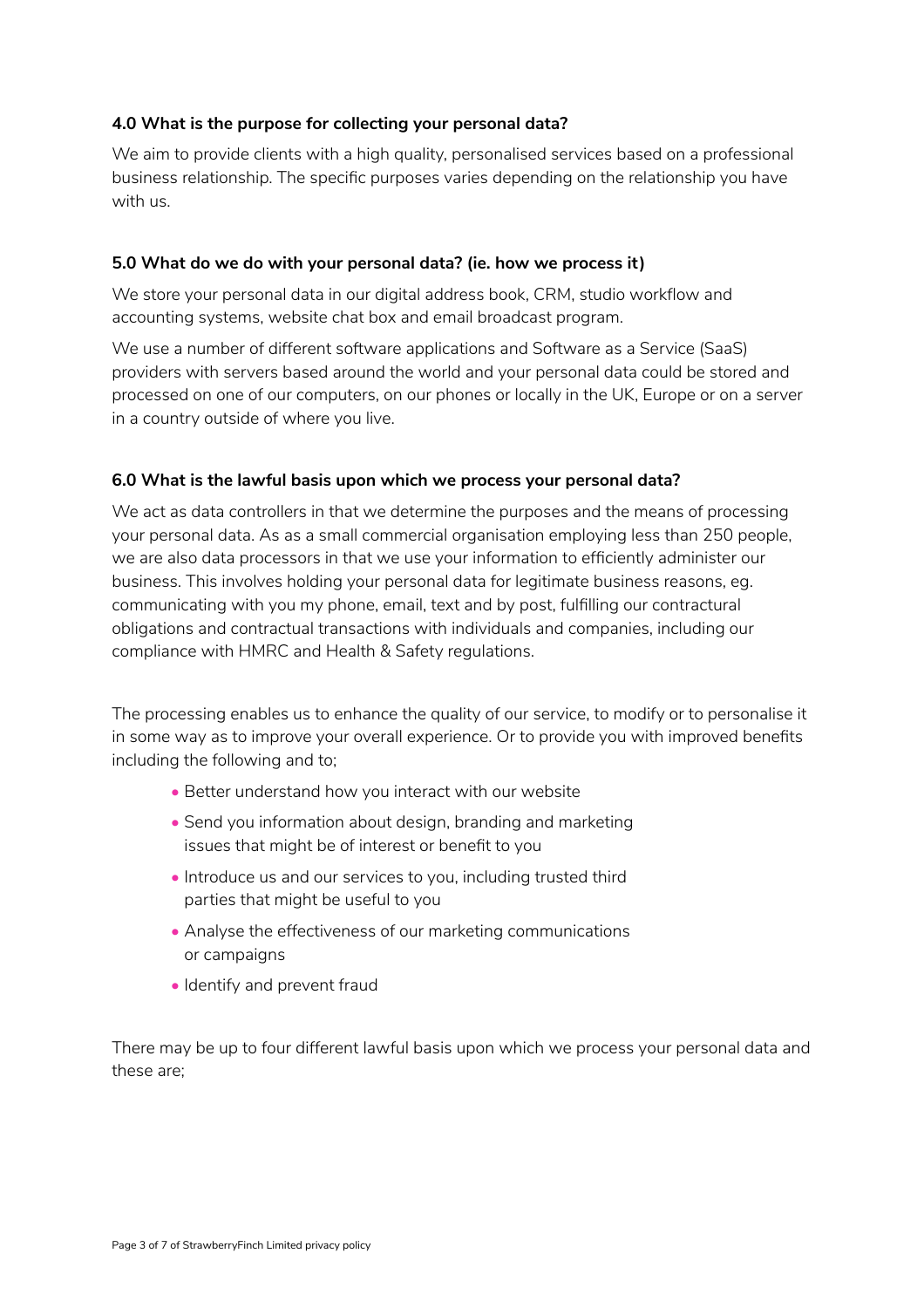### 4.0 What is the purpose for collecting your personal data?

We aim to provide clients with a high quality, personalised services based on a professional business relationship. The specific purposes varies depending on the relationship you have with us.

### 5.0 What do we do with your personal data? (ie. how we process it)

We store your personal data in our digital address book, CRM, studio workflow and accounting systems, website chat box and email broadcast program.

We use a number of different software applications and Software as a Service (SaaS) providers with servers based around the world and your personal data could be stored and processed on one of our computers, on our phones or locally in the UK, Europe or on a server in a country outside of where you live.

### 6.0 What is the lawful basis upon which we process your personal data?

We act as data controllers in that we determine the purposes and the means of processing your personal data. As as a small commercial organisation employing less than 250 people, we are also data processors in that we use your information to efficiently administer our business. This involves holding your personal data for legitimate business reasons, eg. communicating with you my phone, email, text and by post, fulfilling our contractural obligations and contractual transactions with individuals and companies, including our compliance with HMRC and Health & Safety regulations.

The processing enables us to enhance the quality of our service, to modify or to personalise it in some way as to improve your overall experience. Or to provide you with improved benefits including the following and to;

- Better understand how you interact with our website
- Send you information about design, branding and marketing issues that might be of interest or benefit to you
- Introduce us and our services to you, including trusted third parties that might be useful to you
- Analyse the effectiveness of our marketing communications or campaigns
- Identify and prevent fraud

There may be up to four different lawful basis upon which we process your personal data and these are;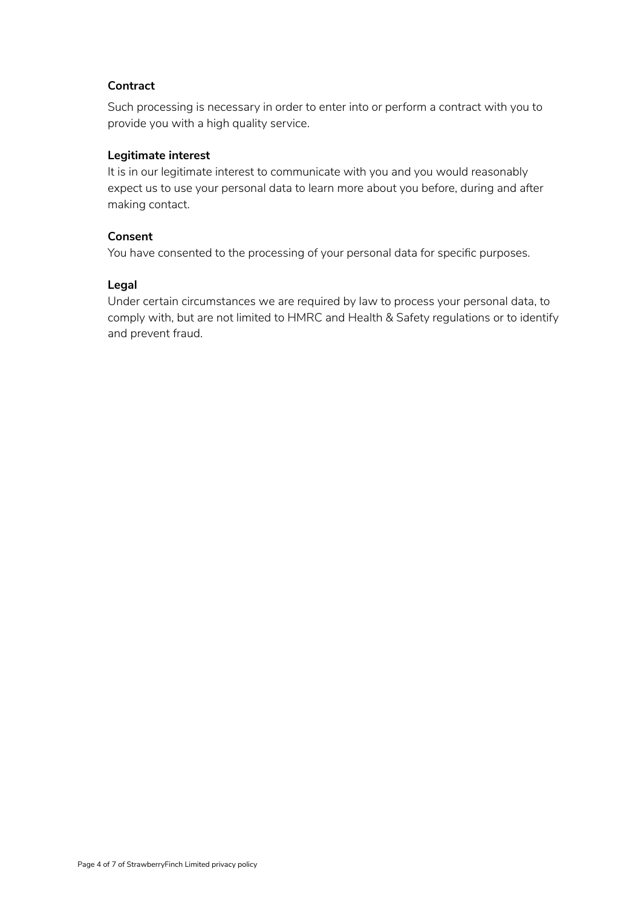**Contract**

Such processing is necessary in order to enter into or perform a contract with you to provide you with a high quality service.

**Legitimate interest**

It is in our legitimate interest to communicate with you and you would reasonably expect us to use your personal data to learn more about you before, during and after making contact.

**Consent**

You have consented to the processing of your personal data for specific purposes.

**Legal**

Under certain circumstances we are required by law to process your personal data, to comply with, but are not limited to HMRC and Health & Safety regulations or to identify and prevent fraud.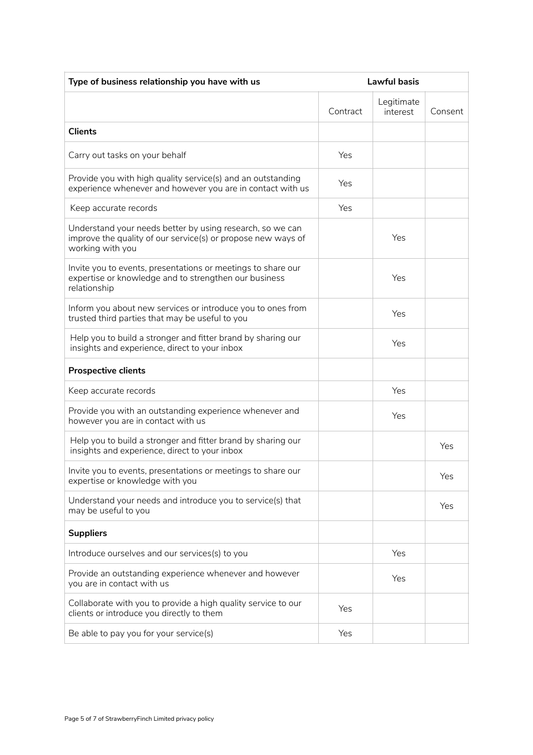| Type of business relationship you have with us | Lawful basis | | |
|---|---|---|---|
| | Contract | Legitimate interest | Consent |
| **Clients** | | | |
| Carry out tasks on your behalf | Yes | | |
| Provide you with high quality service(s) and an outstanding experience whenever and however you are in contact with us | Yes | | |
| Keep accurate records | Yes | | |
| Understand your needs better by using research, so we can improve the quality of our service(s) or propose new ways of working with you | | Yes | |
| Invite you to events, presentations or meetings to share our expertise or knowledge and to strengthen our business relationship | | Yes | |
| Inform you about new services or introduce you to ones from trusted third parties that may be useful to you | | Yes | |
| Help you to build a stronger and fitter brand by sharing our insights and experience, direct to your inbox | | Yes | |
| **Prospective clients** | | | |
| Keep accurate records | | Yes | |
| Provide you with an outstanding experience whenever and however you are in contact with us | | Yes | |
| Help you to build a stronger and fitter brand by sharing our insights and experience, direct to your inbox | | | Yes |
| Invite you to events, presentations or meetings to share our expertise or knowledge with you | | | Yes |
| Understand your needs and introduce you to service(s) that may be useful to you | | | Yes |
| **Suppliers** | | | |
| Introduce ourselves and our services(s) to you | | Yes | |
| Provide an outstanding experience whenever and however you are in contact with us | | Yes | |
| Collaborate with you to provide a high quality service to our clients or introduce you directly to them | Yes | | |
| Be able to pay you for your service(s) | Yes | | |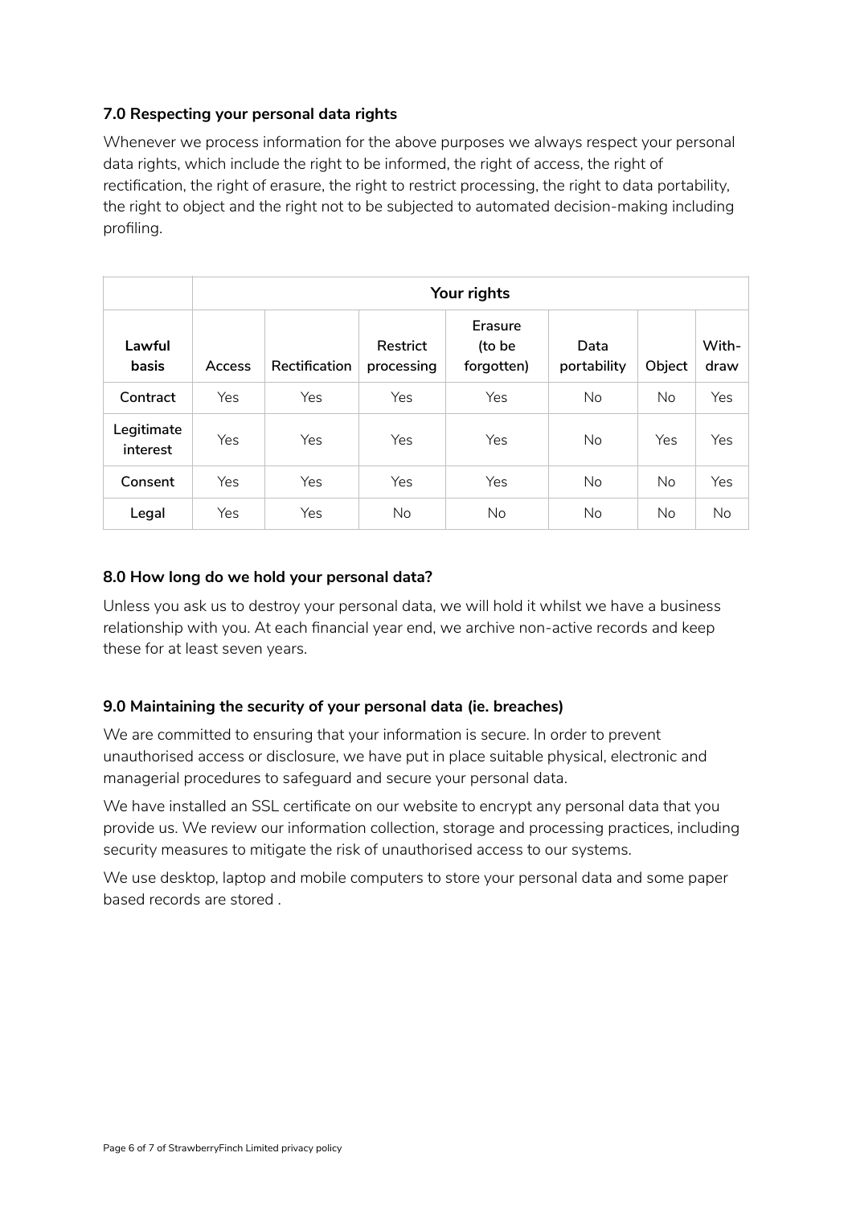### 7.0 Respecting your personal data rights

Whenever we process information for the above purposes we always respect your personal data rights, which include the right to be informed, the right of access, the right of rectification, the right of erasure, the right to restrict processing, the right to data portability, the right to object and the right not to be subjected to automated decision-making including profiling.

| | Your rights | | | | | | |
|---|---|---|---|---|---|---|---|
| **Lawful basis** | **Access** | **Rectification** | **Restrict processing** | **Erasure (to be forgotten)** | **Data portability** | **Object** | **With-draw** |
| **Contract** | Yes | Yes | Yes | Yes | No | No | Yes |
| **Legitimate interest** | Yes | Yes | Yes | Yes | No | Yes | Yes |
| **Consent** | Yes | Yes | Yes | Yes | No | No | Yes |
| **Legal** | Yes | Yes | No | No | No | No | No |

### 8.0 How long do we hold your personal data?

Unless you ask us to destroy your personal data, we will hold it whilst we have a business relationship with you. At each financial year end, we archive non-active records and keep these for at least seven years.

### 9.0 Maintaining the security of your personal data (ie. breaches)

We are committed to ensuring that your information is secure. In order to prevent unauthorised access or disclosure, we have put in place suitable physical, electronic and managerial procedures to safeguard and secure your personal data.

We have installed an SSL certificate on our website to encrypt any personal data that you provide us. We review our information collection, storage and processing practices, including security measures to mitigate the risk of unauthorised access to our systems.

We use desktop, laptop and mobile computers to store your personal data and some paper based records are stored .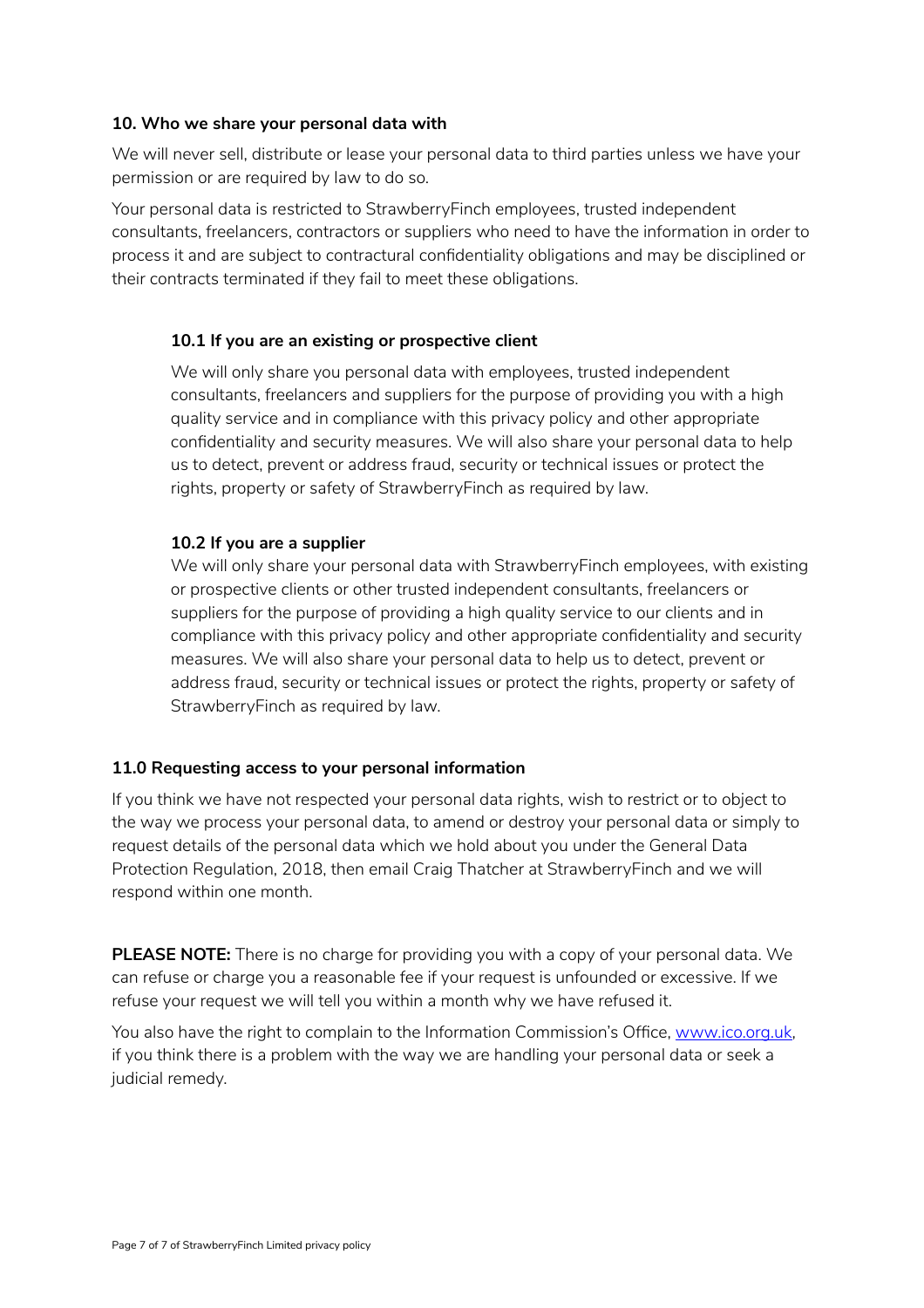## 10. Who we share your personal data with

We will never sell, distribute or lease your personal data to third parties unless we have your permission or are required by law to do so.

Your personal data is restricted to StrawberryFinch employees, trusted independent consultants, freelancers, contractors or suppliers who need to have the information in order to process it and are subject to contractual confidentiality obligations and may be disciplined or their contracts terminated if they fail to meet these obligations.

### 10.1 If you are an existing or prospective client

We will only share you personal data with employees, trusted independent consultants, freelancers and suppliers for the purpose of providing you with a high quality service and in compliance with this privacy policy and other appropriate confidentiality and security measures. We will also share your personal data to help us to detect, prevent or address fraud, security or technical issues or protect the rights, property or safety of StrawberryFinch as required by law.

### 10.2 If you are a supplier

We will only share your personal data with StrawberryFinch employees, with existing or prospective clients or other trusted independent consultants, freelancers or suppliers for the purpose of providing a high quality service to our clients and in compliance with this privacy policy and other appropriate confidentiality and security measures. We will also share your personal data to help us to detect, prevent or address fraud, security or technical issues or protect the rights, property or safety of StrawberryFinch as required by law.

## 11.0 Requesting access to your personal information

If you think we have not respected your personal data rights, wish to restrict or to object to the way we process your personal data, to amend or destroy your personal data or simply to request details of the personal data which we hold about you under the General Data Protection Regulation, 2018, then email Craig Thatcher at StrawberryFinch and we will respond within one month.

**PLEASE NOTE:** There is no charge for providing you with a copy of your personal data. We can refuse or charge you a reasonable fee if your request is unfounded or excessive. If we refuse your request we will tell you within a month why we have refused it.

You also have the right to complain to the Information Commission's Office, [www.ico.org.uk](http://www.ico.org.uk), if you think there is a problem with the way we are handling your personal data or seek a judicial remedy.